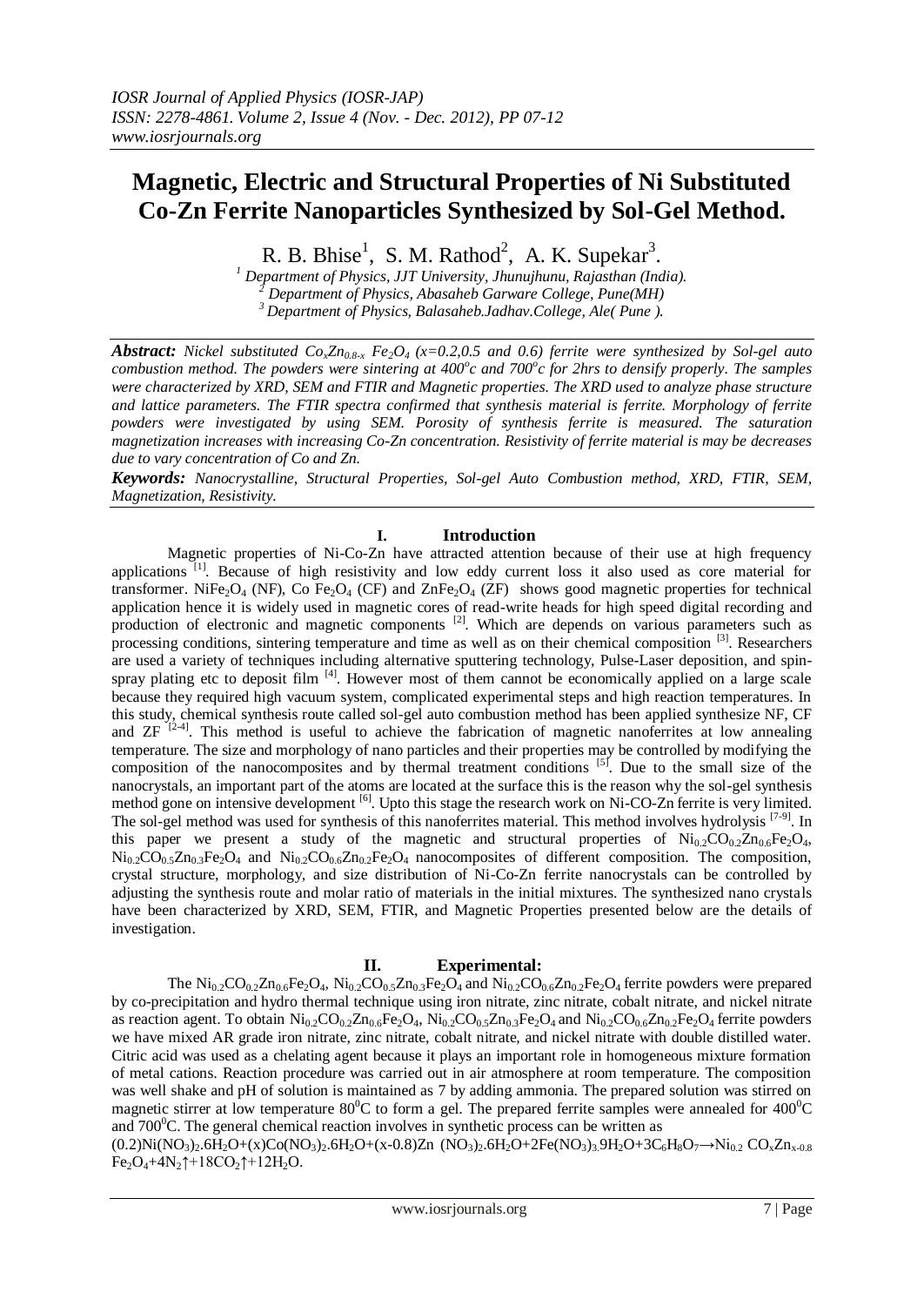# Magnetic, Electric and Structural Properties of Ni Substituted Co-Zn Ferrite Nanoparticles Synthesized by Sol-Gel Method.

R. B. Bhise[1], S. M. Rathod[2], A. K. Supekar[3].

[1] Department of Physics, JJT University, Jhunujhunu, Rajasthan (India).
[2] Department of Physics, Abasaheb Garware College, Pune(MH)
[3] Department of Physics, Balasaheb.Jadhav.College, Ale( Pune ).

---

***Abstract:*** *Nickel substituted $Co_xZn_{0.8-x}$ $Fe_2O_4$ (x=0.2,0.5 and 0.6) ferrite were synthesized by Sol-gel auto combustion method. The powders were sintering at 400°c and 700°c for 2hrs to densify properly. The samples were characterized by XRD, SEM and FTIR and Magnetic properties. The XRD used to analyze phase structure and lattice parameters. The FTIR spectra confirmed that synthesis material is ferrite. Morphology of ferrite powders were investigated by using SEM. Porosity of synthesis ferrite is measured. The saturation magnetization increases with increasing Co-Zn concentration. Resistivity of ferrite material is may be decreases due to vary concentration of Co and Zn.*

***Keywords:*** *Nanocrystalline, Structural Properties, Sol-gel Auto Combustion method, XRD, FTIR, SEM, Magnetization, Resistivity.*

---

## I. Introduction

Magnetic properties of Ni-Co-Zn have attracted attention because of their use at high frequency applications [1]. Because of high resistivity and low eddy current loss it also used as core material for transformer. $NiFe_2O_4$ (NF), Co $Fe_2O_4$ (CF) and $ZnFe_2O_4$ (ZF) shows good magnetic properties for technical application hence it is widely used in magnetic cores of read-write heads for high speed digital recording and production of electronic and magnetic components [2]. Which are depends on various parameters such as processing conditions, sintering temperature and time as well as on their chemical composition [3]. Researchers are used a variety of techniques including alternative sputtering technology, Pulse-Laser deposition, and spin-spray plating etc to deposit film [4]. However most of them cannot be economically applied on a large scale because they required high vacuum system, complicated experimental steps and high reaction temperatures. In this study, chemical synthesis route called sol-gel auto combustion method has been applied synthesize NF, CF and ZF [2-4]. This method is useful to achieve the fabrication of magnetic nanoferrites at low annealing temperature. The size and morphology of nano particles and their properties may be controlled by modifying the composition of the nanocomposites and by thermal treatment conditions [5]. Due to the small size of the nanocrystals, an important part of the atoms are located at the surface this is the reason why the sol-gel synthesis method gone on intensive development [6]. Upto this stage the research work on Ni-CO-Zn ferrite is very limited. The sol-gel method was used for synthesis of this nanoferrites material. This method involves hydrolysis [7-9]. In this paper we present a study of the magnetic and structural properties of $Ni_{0.2}CO_{0.2}Zn_{0.6}Fe_2O_4$, $Ni_{0.2}CO_{0.5}Zn_{0.3}Fe_2O_4$ and $Ni_{0.2}CO_{0.6}Zn_{0.2}Fe_2O_4$ nanocomposites of different composition. The composition, crystal structure, morphology, and size distribution of Ni-Co-Zn ferrite nanocrystals can be controlled by adjusting the synthesis route and molar ratio of materials in the initial mixtures. The synthesized nano crystals have been characterized by XRD, SEM, FTIR, and Magnetic Properties presented below are the details of investigation.

## II. Experimental:

The $Ni_{0.2}CO_{0.2}Zn_{0.6}Fe_2O_4$, $Ni_{0.2}CO_{0.5}Zn_{0.3}Fe_2O_4$ and $Ni_{0.2}CO_{0.6}Zn_{0.2}Fe_2O_4$ ferrite powders were prepared by co-precipitation and hydro thermal technique using iron nitrate, zinc nitrate, cobalt nitrate, and nickel nitrate as reaction agent. To obtain $Ni_{0.2}CO_{0.2}Zn_{0.6}Fe_2O_4$, $Ni_{0.2}CO_{0.5}Zn_{0.3}Fe_2O_4$ and $Ni_{0.2}CO_{0.6}Zn_{0.2}Fe_2O_4$ ferrite powders we have mixed AR grade iron nitrate, zinc nitrate, cobalt nitrate, and nickel nitrate with double distilled water. Citric acid was used as a chelating agent because it plays an important role in homogeneous mixture formation of metal cations. Reaction procedure was carried out in air atmosphere at room temperature. The composition was well shake and pH of solution is maintained as 7 by adding ammonia. The prepared solution was stirred on magnetic stirrer at low temperature 80°C to form a gel. The prepared ferrite samples were annealed for 400°C and 700°C. The general chemical reaction involves in synthetic process can be written as

$(0.2)Ni(NO_3)_2.6H_2O+(x)Co(NO_3)_2.6H_2O+(x-0.8)Zn\ (NO_3)_2.6H_2O+2Fe(NO_3)_3.9H_2O+3C_6H_8O_7 \rightarrow Ni_{0.2}\ CO_xZn_{x-0.8}$ $Fe_2O_4+4N_2\uparrow+18CO_2\uparrow+12H_2O$.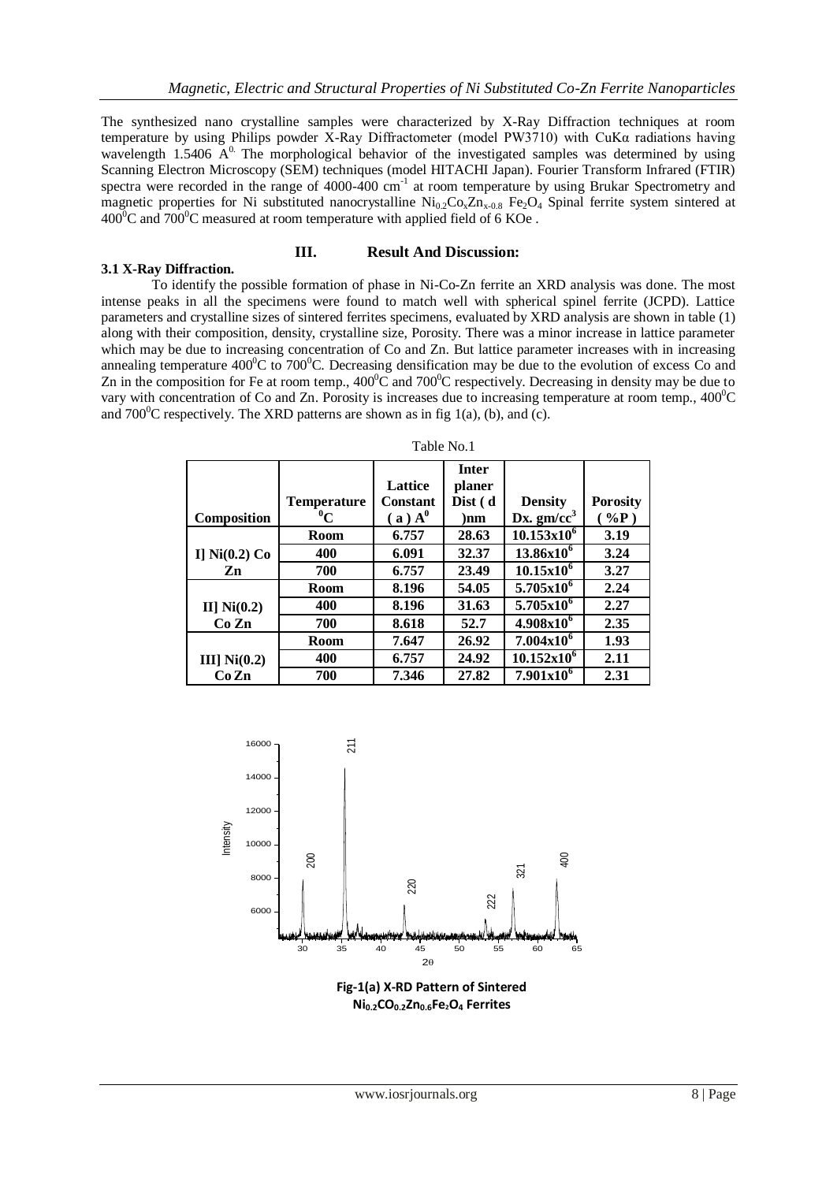The synthesized nano crystalline samples were characterized by X-Ray Diffraction techniques at room temperature by using Philips powder X-Ray Diffractometer (model PW3710) with CuKα radiations having wavelength 1.5406 $A^{0.}$ The morphological behavior of the investigated samples was determined by using Scanning Electron Microscopy (SEM) techniques (model HITACHI Japan). Fourier Transform Infrared (FTIR) spectra were recorded in the range of 4000-400 $cm^{-1}$ at room temperature by using Brukar Spectrometry and magnetic properties for Ni substituted nanocrystalline $Ni_{0.2}Co_xZn_{x-0.8}$ $Fe_2O_4$ Spinal ferrite system sintered at $400^0C$ and $700^0C$ measured at room temperature with applied field of 6 KOe .

## III. Result And Discussion:

### 3.1 X-Ray Diffraction.

To identify the possible formation of phase in Ni-Co-Zn ferrite an XRD analysis was done. The most intense peaks in all the specimens were found to match well with spherical spinel ferrite (JCPD). Lattice parameters and crystalline sizes of sintered ferrites specimens, evaluated by XRD analysis are shown in table (1) along with their composition, density, crystalline size, Porosity. There was a minor increase in lattice parameter which may be due to increasing concentration of Co and Zn. But lattice parameter increases with in increasing annealing temperature $400^0C$ to $700^0C$. Decreasing densification may be due to the evolution of excess Co and Zn in the composition for Fe at room temp., $400^0C$ and $700^0C$ respectively. Decreasing in density may be due to vary with concentration of Co and Zn. Porosity is increases due to increasing temperature at room temp., $400^0C$ and $700^0C$ respectively. The XRD patterns are shown as in fig 1(a), (b), and (c).

Table No.1

| Composition | Temperature $^0C$ | Lattice Constant ( a ) $A^0$ | Inter planer Dist ( d )nm | Density Dx. $gm/cc^3$ | Porosity ( %P ) |
|---|---|---|---|---|---|
| I] Ni(0.2) Co Zn | Room | 6.757 | 28.63 | $10.153x10^6$ | 3.19 |
| | 400 | 6.091 | 32.37 | $13.86x10^6$ | 3.24 |
| | 700 | 6.757 | 23.49 | $10.15x10^6$ | 3.27 |
| II] Ni(0.2) Co Zn | Room | 8.196 | 54.05 | $5.705x10^6$ | 2.24 |
| | 400 | 8.196 | 31.63 | $5.705x10^6$ | 2.27 |
| | 700 | 8.618 | 52.7 | $4.908x10^6$ | 2.35 |
| III] Ni(0.2) Co Zn | Room | 7.647 | 26.92 | $7.004x10^6$ | 1.93 |
| | 400 | 6.757 | 24.92 | $10.152x10^6$ | 2.11 |
| | 700 | 7.346 | 27.82 | $7.901x10^6$ | 2.31 |

**Fig-1(a) X-RD Pattern of Sintered $Ni_{0.2}CO_{0.2}Zn_{0.6}Fe_2O_4$ Ferrites**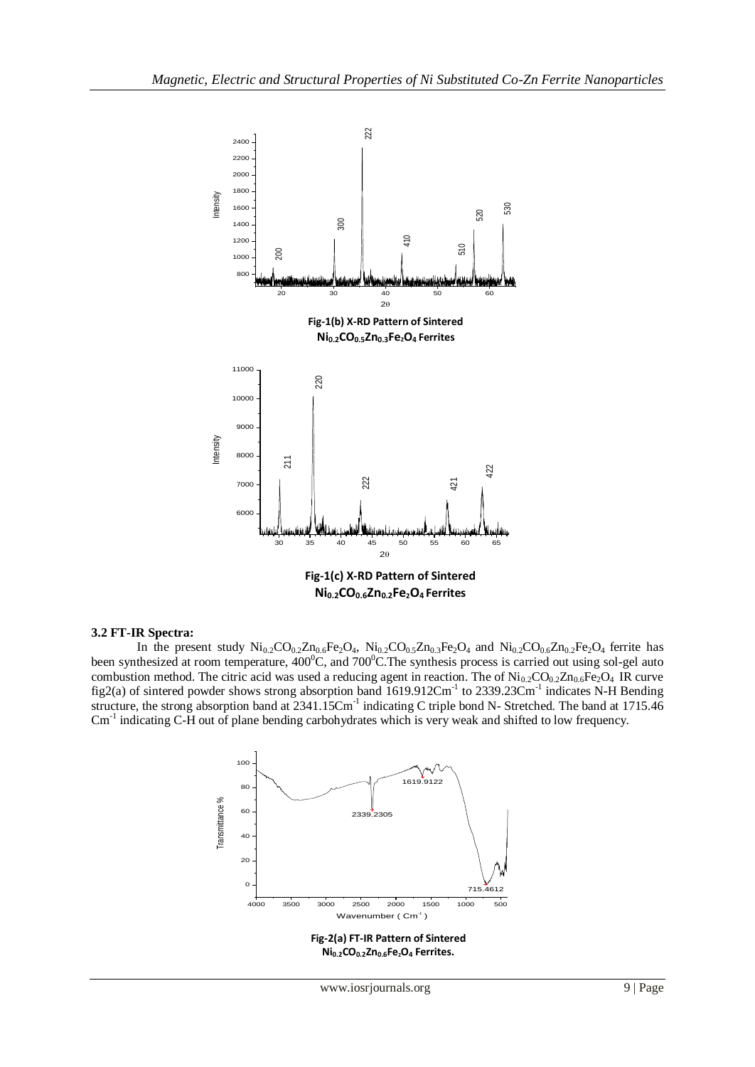**Fig-1(b) X-RD Pattern of Sintered $Ni_{0.2}CO_{0.5}Zn_{0.3}Fe_2O_4$ Ferrites**

**Fig-1(c) X-RD Pattern of Sintered $Ni_{0.2}CO_{0.6}Zn_{0.2}Fe_2O_4$ Ferrites**

### 3.2 FT-IR Spectra:

In the present study $Ni_{0.2}CO_{0.2}Zn_{0.6}Fe_2O_4$, $Ni_{0.2}CO_{0.5}Zn_{0.3}Fe_2O_4$ and $Ni_{0.2}CO_{0.6}Zn_{0.2}Fe_2O_4$ ferrite has been synthesized at room temperature, $400^0$C, and $700^0$C.The synthesis process is carried out using sol-gel auto combustion method. The citric acid was used a reducing agent in reaction. The of $Ni_{0.2}CO_{0.2}Zn_{0.6}Fe_2O_4$ IR curve fig2(a) of sintered powder shows strong absorption band 1619.912$Cm^{-1}$ to 2339.23$Cm^{-1}$ indicates N-H Bending structure, the strong absorption band at 2341.15$Cm^{-1}$ indicating C triple bond N- Stretched. The band at 1715.46 $Cm^{-1}$ indicating C-H out of plane bending carbohydrates which is very weak and shifted to low frequency.

**Fig-2(a) FT-IR Pattern of Sintered $Ni_{0.2}CO_{0.2}Zn_{0.6}Fe_2O_4$ Ferrites.**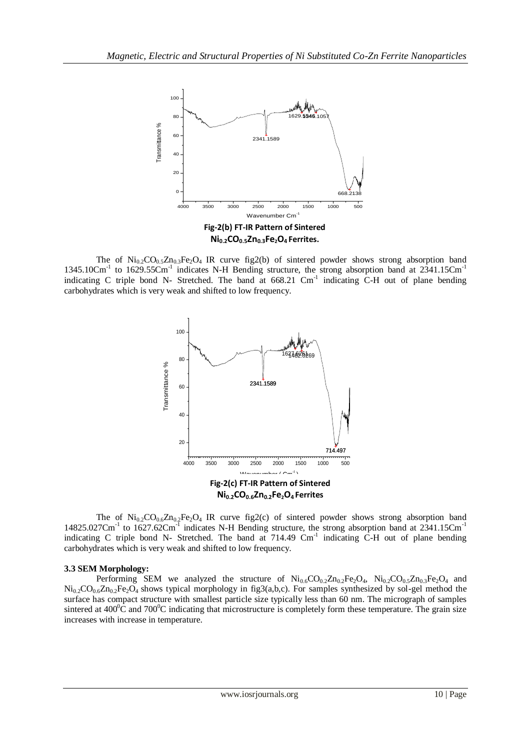Fig-2(b) FT-IR Pattern of Sintered $Ni_{0.2}CO_{0.5}Zn_{0.3}Fe_2O_4$ Ferrites.

The of $Ni_{0.2}CO_{0.5}Zn_{0.3}Fe_2O_4$ IR curve fig2(b) of sintered powder shows strong absorption band 1345.10$Cm^{-1}$ to 1629.55$Cm^{-1}$ indicates N-H Bending structure, the strong absorption band at 2341.15$Cm^{-1}$ indicating C triple bond N- Stretched. The band at 668.21 $Cm^{-1}$ indicating C-H out of plane bending carbohydrates which is very weak and shifted to low frequency.

Fig-2(c) FT-IR Pattern of Sintered $Ni_{0.2}CO_{0.6}Zn_{0.2}Fe_2O_4$ Ferrites

The of $Ni_{0.2}CO_{0.6}Zn_{0.2}Fe_2O_4$ IR curve fig2(c) of sintered powder shows strong absorption band 14825.027$Cm^{-1}$ to 1627.62$Cm^{-1}$ indicates N-H Bending structure, the strong absorption band at 2341.15$Cm^{-1}$ indicating C triple bond N- Stretched. The band at 714.49 $Cm^{-1}$ indicating C-H out of plane bending carbohydrates which is very weak and shifted to low frequency.

### 3.3 SEM Morphology:

Performing SEM we analyzed the structure of $Ni_{0.6}CO_{0.2}Zn_{0.2}Fe_2O_4$, $Ni_{0.2}CO_{0.5}Zn_{0.3}Fe_2O_4$ and $Ni_{0.2}CO_{0.6}Zn_{0.2}Fe_2O_4$ shows typical morphology in fig3(a,b,c). For samples synthesized by sol-gel method the surface has compact structure with smallest particle size typically less than 60 nm. The micrograph of samples sintered at $400^0C$ and $700^0C$ indicating that microstructure is completely form these temperature. The grain size increases with increase in temperature.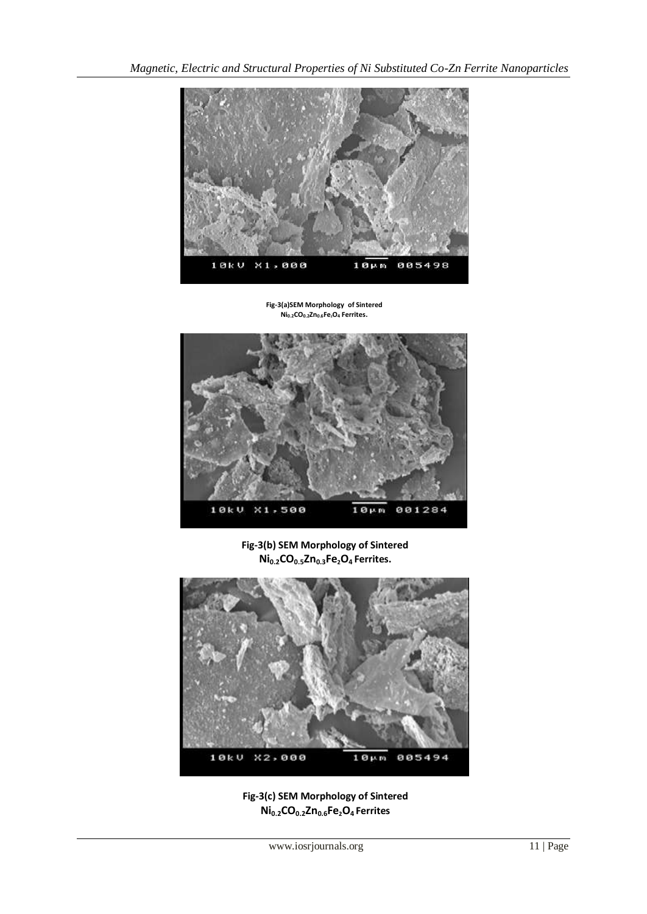Fig-3(a)SEM Morphology of Sintered $Ni_{0.2}CO_{0.2}Zn_{0.6}Fe_2O_4$ Ferrites.

**Fig-3(b) SEM Morphology of Sintered $Ni_{0.2}CO_{0.5}Zn_{0.3}Fe_2O_4$ Ferrites.**

**Fig-3(c) SEM Morphology of Sintered $Ni_{0.2}CO_{0.2}Zn_{0.6}Fe_2O_4$ Ferrites**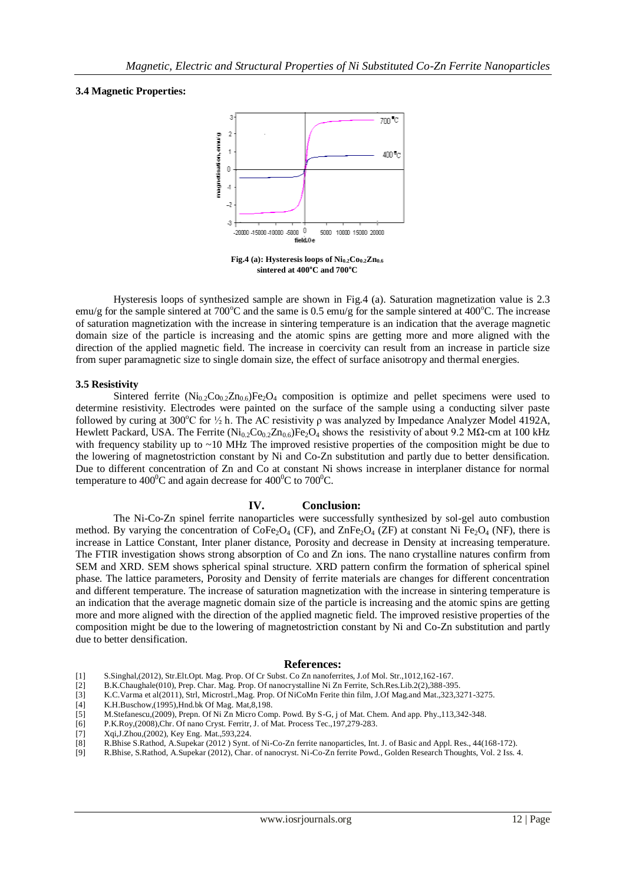### 3.4 Magnetic Properties:

3
2
1
0
-1
-2
-3
magnetisation, emu/g
-20000 -15000 -10000 -5000 0 5000 10000 15000 20000
field,Oe
700 °C
400 °C

**Fig.4 (a): Hysteresis loops of $Ni_{0.2}Co_{0.2}Zn_{0.6}$ sintered at 400°C and 700°C**

Hysteresis loops of synthesized sample are shown in Fig.4 (a). Saturation magnetization value is 2.3 emu/g for the sample sintered at 700°C and the same is 0.5 emu/g for the sample sintered at 400°C. The increase of saturation magnetization with the increase in sintering temperature is an indication that the average magnetic domain size of the particle is increasing and the atomic spins are getting more and more aligned with the direction of the applied magnetic field. The increase in coercivity can result from an increase in particle size from super paramagnetic size to single domain size, the effect of surface anisotropy and thermal energies.

### 3.5 Resistivity

Sintered ferrite $(Ni_{0.2}Co_{0.2}Zn_{0.6})Fe_2O_4$ composition is optimize and pellet specimens were used to determine resistivity. Electrodes were painted on the surface of the sample using a conducting silver paste followed by curing at 300°C for ½ h. The AC resistivity ρ was analyzed by Impedance Analyzer Model 4192A, Hewlett Packard, USA. The Ferrite $(Ni_{0.2}Co_{0.2}Zn_{0.6})Fe_2O_4$ shows the resistivity of about 9.2 MΩ-cm at 100 kHz with frequency stability up to ~10 MHz The improved resistive properties of the composition might be due to the lowering of magnetostriction constant by Ni and Co-Zn substitution and partly due to better densification. Due to different concentration of Zn and Co at constant Ni shows increase in interplaner distance for normal temperature to $400^0$C and again decrease for $400^0$C to $700^0$C.

## IV. Conclusion:

The Ni-Co-Zn spinel ferrite nanoparticles were successfully synthesized by sol-gel auto combustion method. By varying the concentration of $CoFe_2O_4$ (CF), and $ZnFe_2O_4$ (ZF) at constant Ni $Fe_2O_4$ (NF), there is increase in Lattice Constant, Inter planer distance, Porosity and decrease in Density at increasing temperature. The FTIR investigation shows strong absorption of Co and Zn ions. The nano crystalline natures confirm from SEM and XRD. SEM shows spherical spinal structure. XRD pattern confirm the formation of spherical spinel phase. The lattice parameters, Porosity and Density of ferrite materials are changes for different concentration and different temperature. The increase of saturation magnetization with the increase in sintering temperature is an indication that the average magnetic domain size of the particle is increasing and the atomic spins are getting more and more aligned with the direction of the applied magnetic field. The improved resistive properties of the composition might be due to the lowering of magnetostriction constant by Ni and Co-Zn substitution and partly due to better densification.

## References:

[1] S.Singhal,(2012), Str.Elt.Opt. Mag. Prop. Of Cr Subst. Co Zn nanoferrites, J.of Mol. Str.,1012,162-167.
[2] B.K.Chaughale(010), Prep. Char. Mag. Prop. Of nanocrystalline Ni Zn Ferrite, Sch.Res.Lib.2(2),388-395.
[3] K.C.Varma et al(2011), Strl, Microstrl.,Mag. Prop. Of NiCoMn Ferite thin film, J.Of Mag.and Mat.,323,3271-3275.
[4] K.H.Buschow,(1995),Hnd.bk Of Mag. Mat,8,198.
[5] M.Stefanescu,(2009), Prepn. Of Ni Zn Micro Comp. Powd. By S-G, j of Mat. Chem. And app. Phy.,113,342-348.
[6] P.K.Roy,(2008),Chr. Of nano Cryst. Ferritr, J. of Mat. Process Tec.,197,279-283.
[7] Xqi,J.Zhou,(2002), Key Eng. Mat.,593,224.
[8] R.Bhise S.Rathod, A.Supekar (2012 ) Synt. of Ni-Co-Zn ferrite nanoparticles, Int. J. of Basic and Appl. Res., 44(168-172).
[9] R.Bhise, S.Rathod, A.Supekar (2012), Char. of nanocryst. Ni-Co-Zn ferrite Powd., Golden Research Thoughts, Vol. 2 Iss. 4.